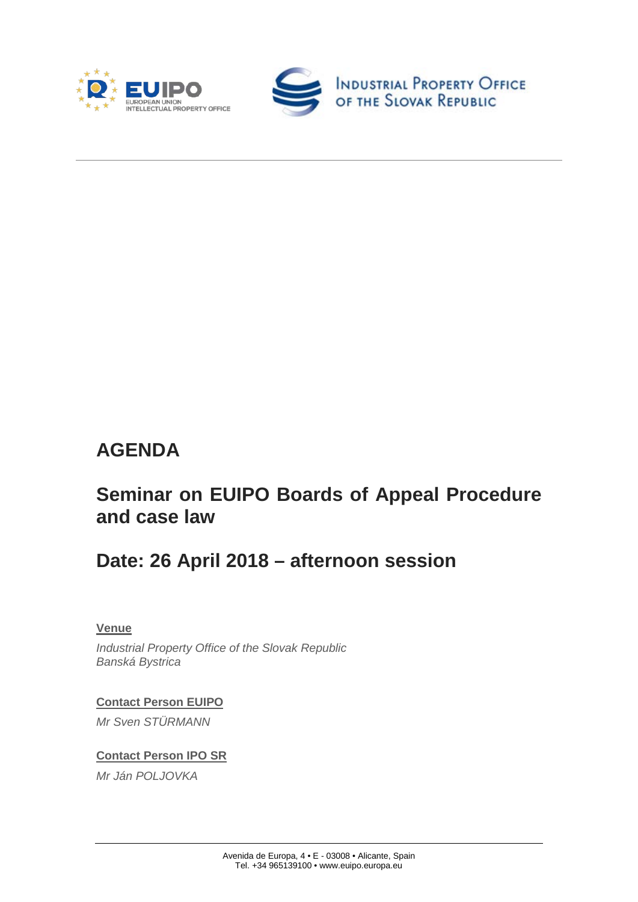# AGENDA

## Seminar on EUIPO Boards of Appeal Procedure and case law

## Date: 26 April 2018 – afternoon session

**Venue**

*Industrial Property Office of the Slovak Republic*
*Banská Bystrica*

**Contact Person EUIPO**

*Mr Sven STÜRMANN*

**Contact Person IPO SR**

*Mr Ján POLJOVKA*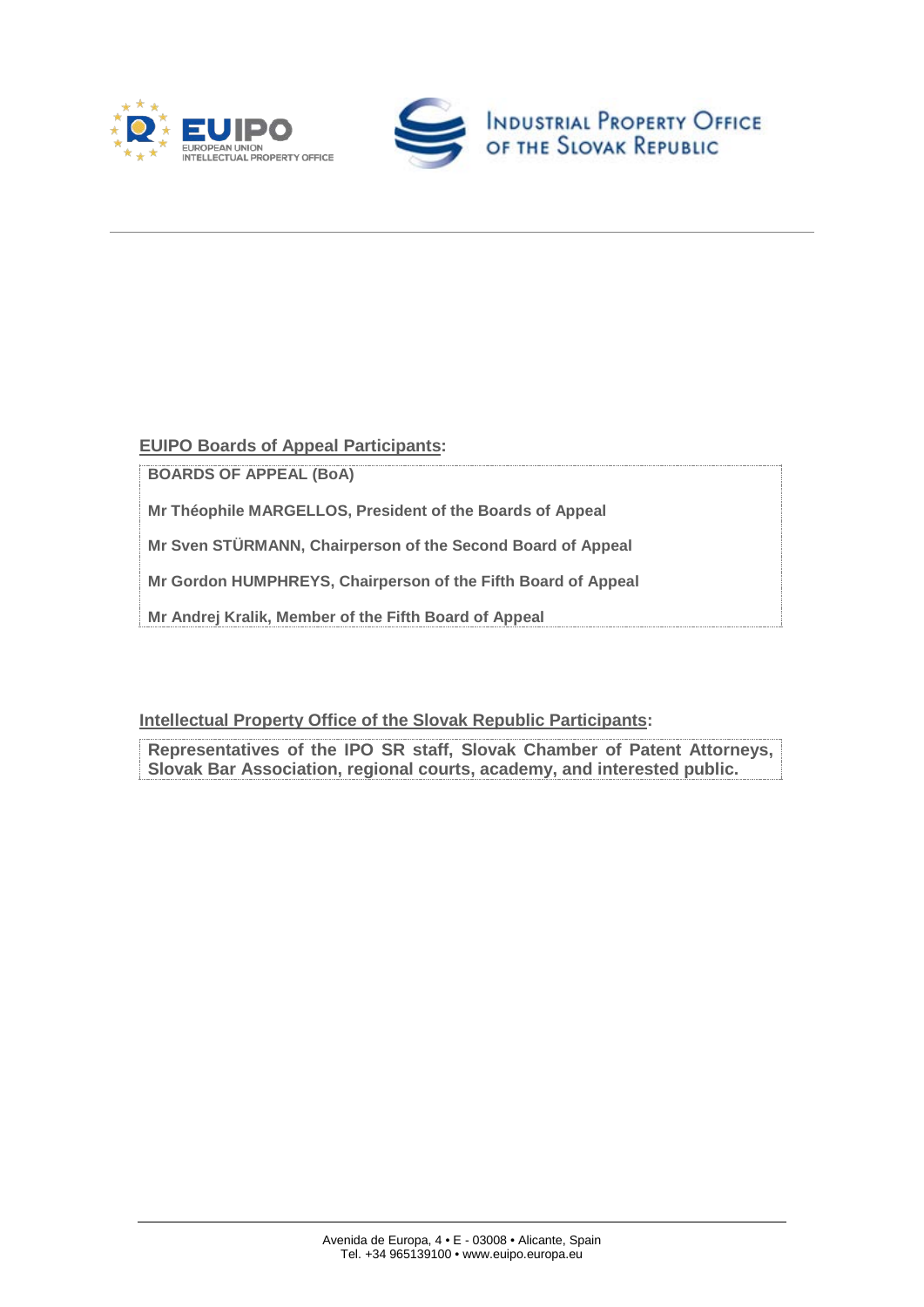**EUIPO Boards of Appeal Participants:**

**BOARDS OF APPEAL (BoA)**

**Mr Théophile MARGELLOS, President of the Boards of Appeal**

**Mr Sven STÜRMANN, Chairperson of the Second Board of Appeal**

**Mr Gordon HUMPHREYS, Chairperson of the Fifth Board of Appeal**

**Mr Andrej Kralik, Member of the Fifth Board of Appeal**

**Intellectual Property Office of the Slovak Republic Participants:**

**Representatives of the IPO SR staff, Slovak Chamber of Patent Attorneys, Slovak Bar Association, regional courts, academy, and interested public.**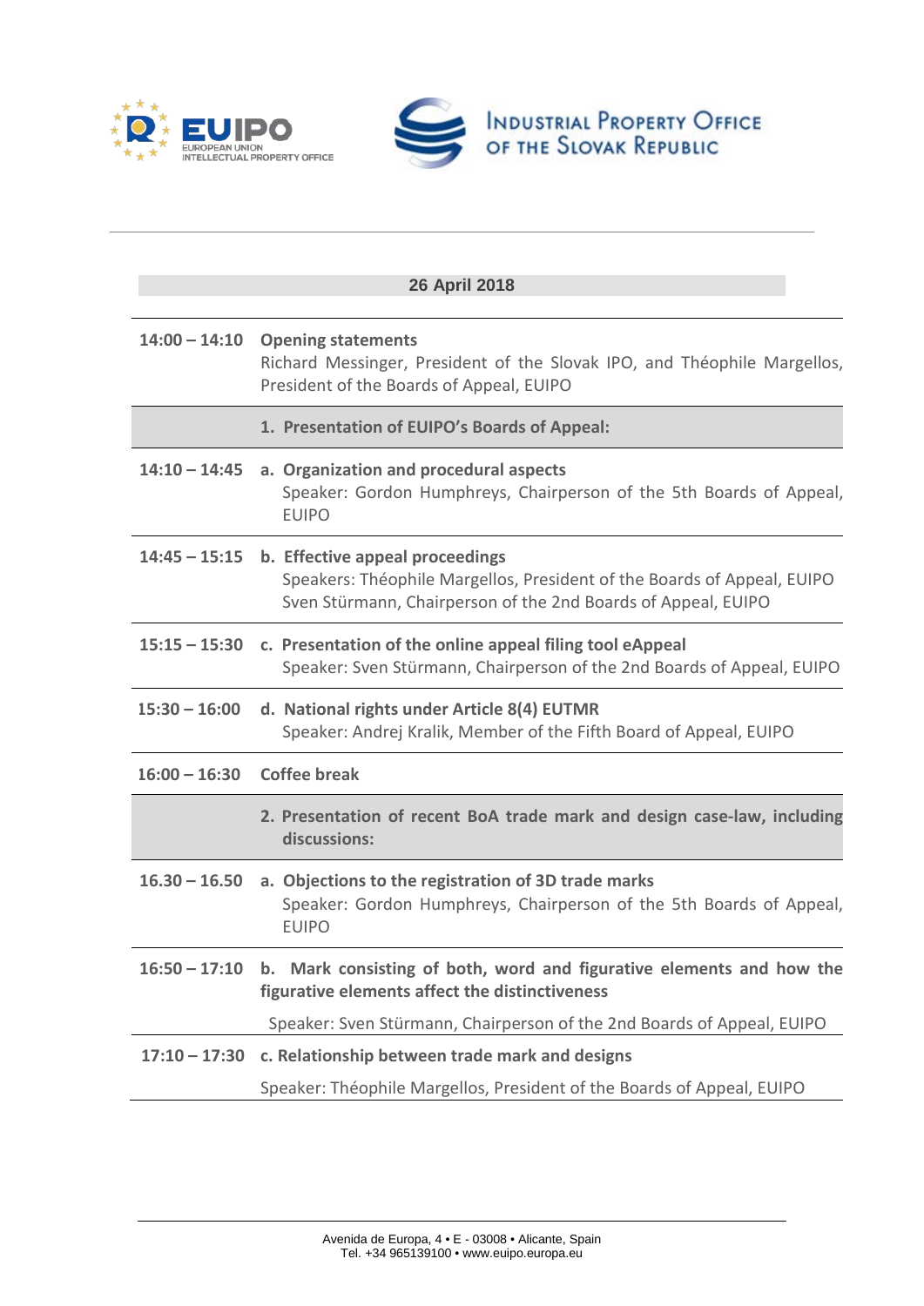| 26 April 2018 | |
|---|---|
| 14:00 – 14:10 | **Opening statements**<br>Richard Messinger, President of the Slovak IPO, and Théophile Margellos, President of the Boards of Appeal, EUIPO |
| | **1. Presentation of EUIPO's Boards of Appeal:** |
| 14:10 – 14:45 | **a. Organization and procedural aspects**<br>Speaker: Gordon Humphreys, Chairperson of the 5th Boards of Appeal, EUIPO |
| 14:45 – 15:15 | **b. Effective appeal proceedings**<br>Speakers: Théophile Margellos, President of the Boards of Appeal, EUIPO<br>Sven Stürmann, Chairperson of the 2nd Boards of Appeal, EUIPO |
| 15:15 – 15:30 | **c. Presentation of the online appeal filing tool eAppeal**<br>Speaker: Sven Stürmann, Chairperson of the 2nd Boards of Appeal, EUIPO |
| 15:30 – 16:00 | **d. National rights under Article 8(4) EUTMR**<br>Speaker: Andrej Kralik, Member of the Fifth Board of Appeal, EUIPO |
| 16:00 – 16:30 | **Coffee break** |
| | **2. Presentation of recent BoA trade mark and design case-law, including discussions:** |
| 16.30 – 16.50 | **a. Objections to the registration of 3D trade marks**<br>Speaker: Gordon Humphreys, Chairperson of the 5th Boards of Appeal, EUIPO |
| 16:50 – 17:10 | **b. Mark consisting of both, word and figurative elements and how the figurative elements affect the distinctiveness**<br>Speaker: Sven Stürmann, Chairperson of the 2nd Boards of Appeal, EUIPO |
| 17:10 – 17:30 | **c. Relationship between trade mark and designs**<br>Speaker: Théophile Margellos, President of the Boards of Appeal, EUIPO |